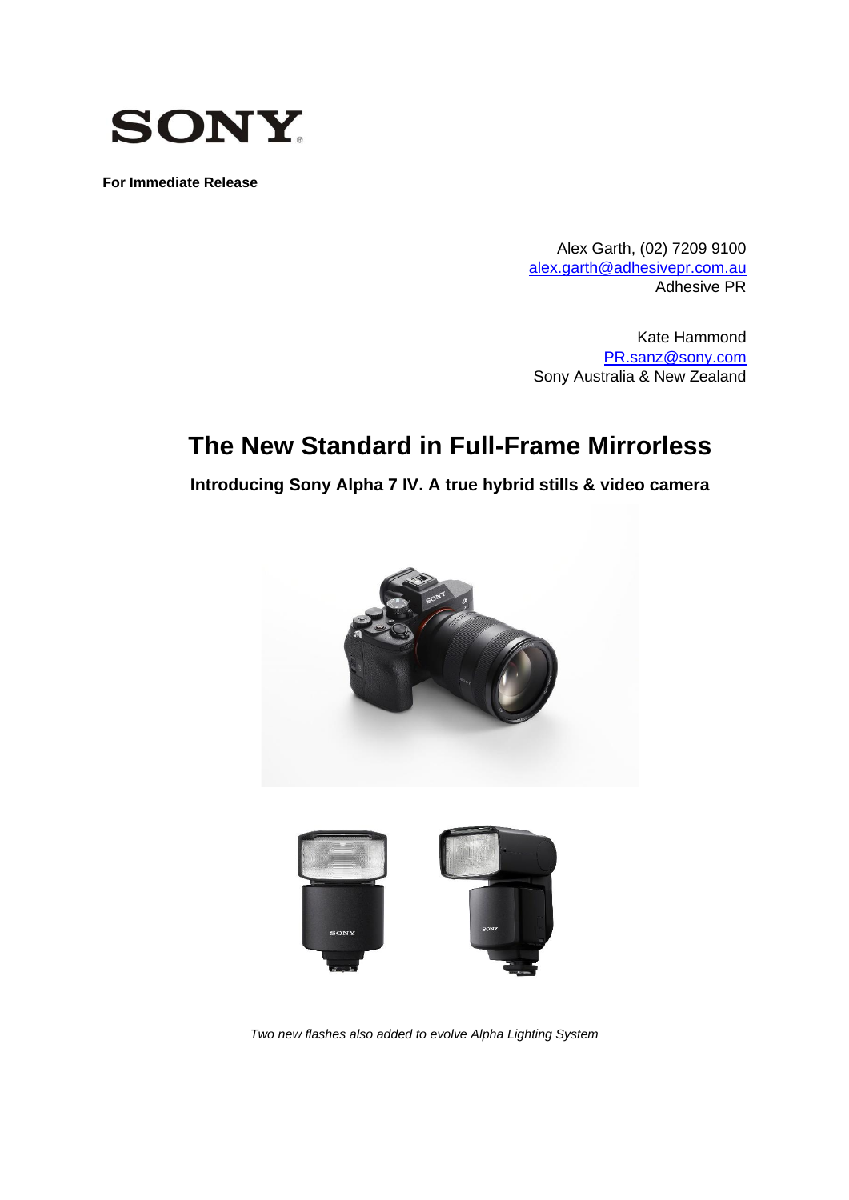**For Immediate Release**

Alex Garth, (02) 7209 9100
alex.garth@adhesivepr.com.au
Adhesive PR

Kate Hammond
PR.sanz@sony.com
Sony Australia & New Zealand

# The New Standard in Full-Frame Mirrorless

**Introducing Sony Alpha 7 IV. A true hybrid stills & video camera**

*Two new flashes also added to evolve Alpha Lighting System*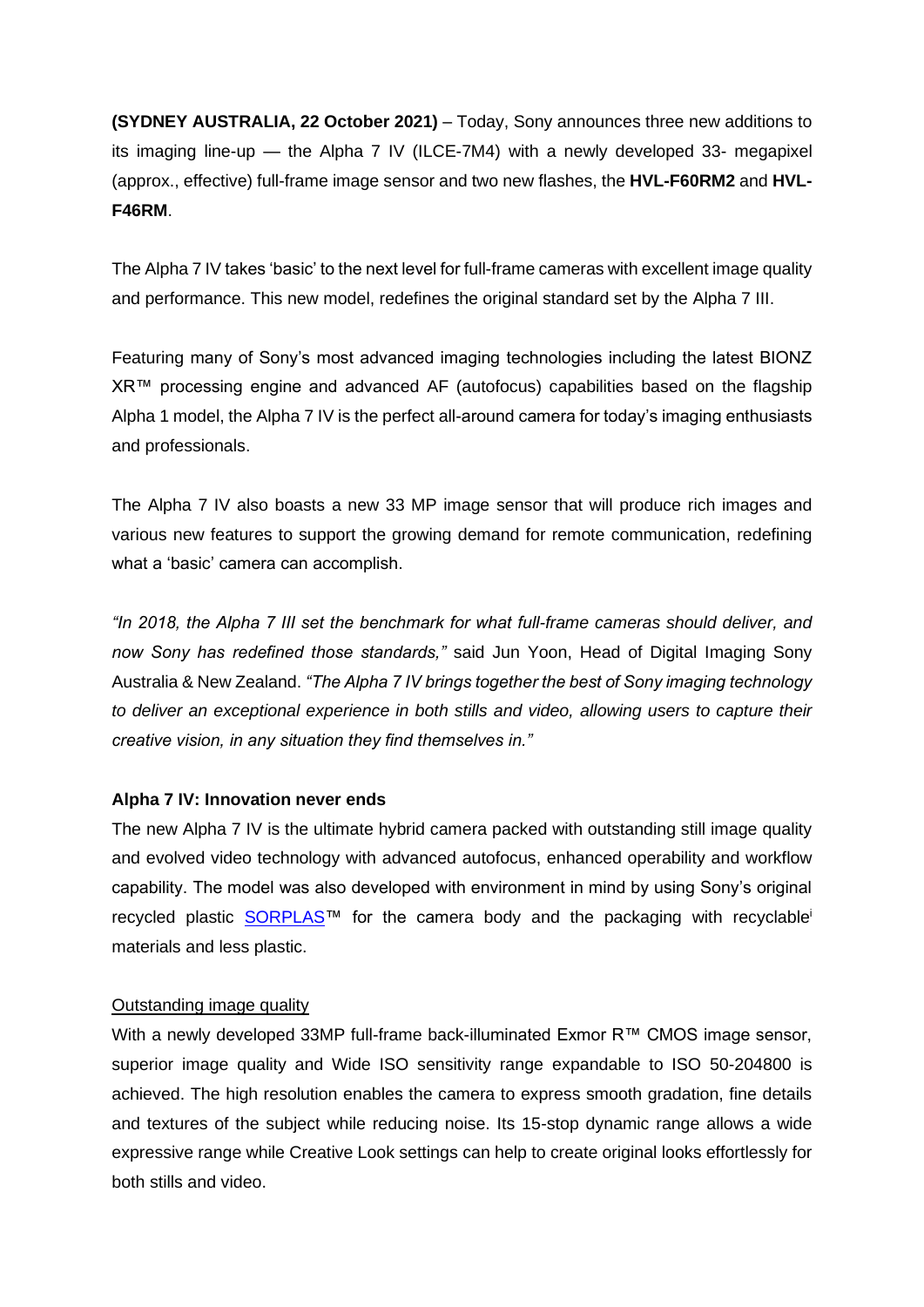**(SYDNEY AUSTRALIA, 22 October 2021)** – Today, Sony announces three new additions to its imaging line-up — the Alpha 7 IV (ILCE-7M4) with a newly developed 33- megapixel (approx., effective) full-frame image sensor and two new flashes, the **HVL-F60RM2** and **HVL-F46RM**.

The Alpha 7 IV takes 'basic' to the next level for full-frame cameras with excellent image quality and performance. This new model, redefines the original standard set by the Alpha 7 III.

Featuring many of Sony's most advanced imaging technologies including the latest BIONZ XR™ processing engine and advanced AF (autofocus) capabilities based on the flagship Alpha 1 model, the Alpha 7 IV is the perfect all-around camera for today's imaging enthusiasts and professionals.

The Alpha 7 IV also boasts a new 33 MP image sensor that will produce rich images and various new features to support the growing demand for remote communication, redefining what a 'basic' camera can accomplish.

*"In 2018, the Alpha 7 III set the benchmark for what full-frame cameras should deliver, and now Sony has redefined those standards,"* said Jun Yoon, Head of Digital Imaging Sony Australia & New Zealand. *"The Alpha 7 IV brings together the best of Sony imaging technology to deliver an exceptional experience in both stills and video, allowing users to capture their creative vision, in any situation they find themselves in."*

**Alpha 7 IV: Innovation never ends**

The new Alpha 7 IV is the ultimate hybrid camera packed with outstanding still image quality and evolved video technology with advanced autofocus, enhanced operability and workflow capability. The model was also developed with environment in mind by using Sony's original recycled plastic SORPLAS™ for the camera body and the packaging with recyclable[i] materials and less plastic.

Outstanding image quality

With a newly developed 33MP full-frame back-illuminated Exmor R™ CMOS image sensor, superior image quality and Wide ISO sensitivity range expandable to ISO 50-204800 is achieved. The high resolution enables the camera to express smooth gradation, fine details and textures of the subject while reducing noise. Its 15-stop dynamic range allows a wide expressive range while Creative Look settings can help to create original looks effortlessly for both stills and video.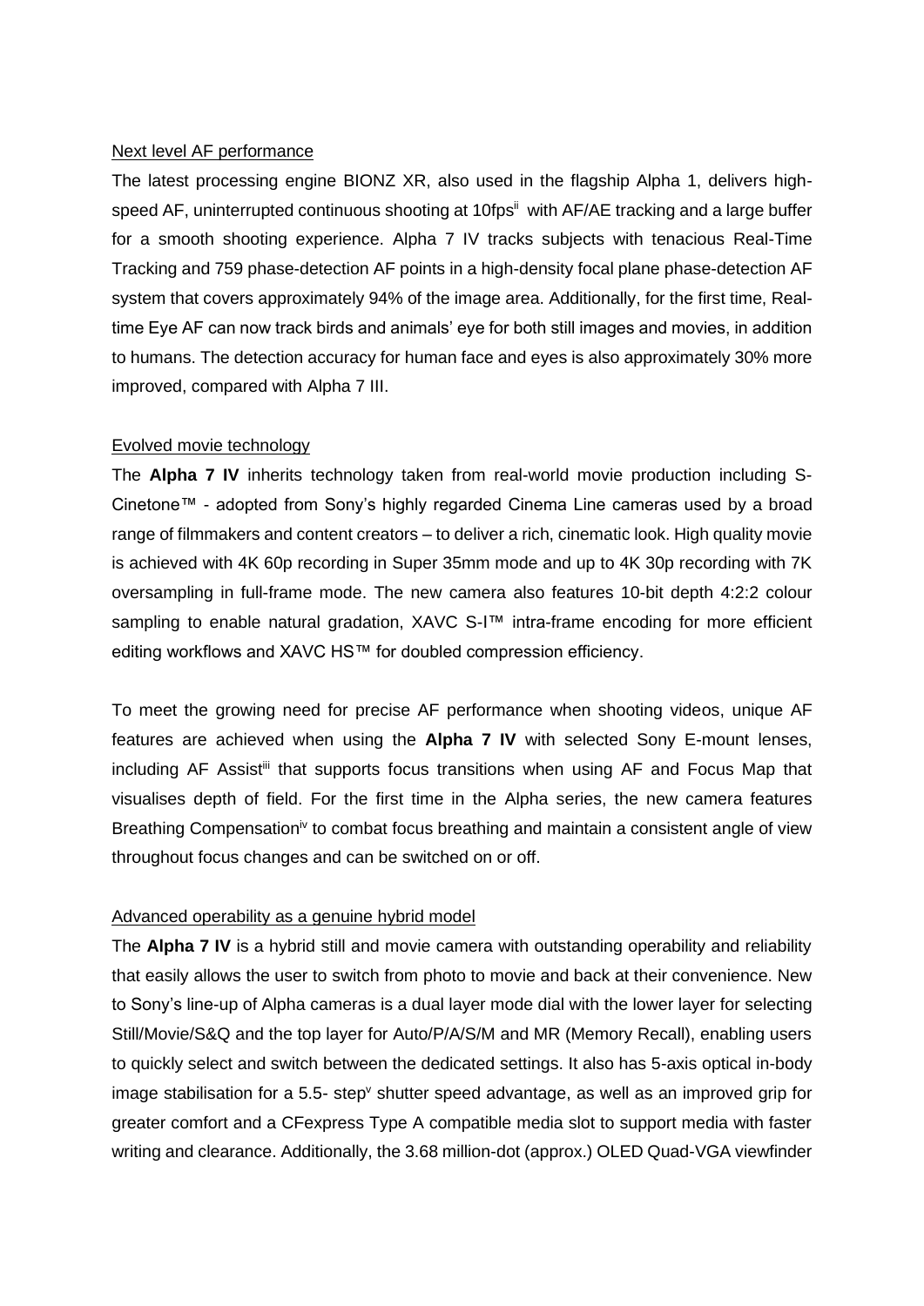Next level AF performance

The latest processing engine BIONZ XR, also used in the flagship Alpha 1, delivers high-speed AF, uninterrupted continuous shooting at 10fps[ii] with AF/AE tracking and a large buffer for a smooth shooting experience. Alpha 7 IV tracks subjects with tenacious Real-Time Tracking and 759 phase-detection AF points in a high-density focal plane phase-detection AF system that covers approximately 94% of the image area. Additionally, for the first time, Real-time Eye AF can now track birds and animals' eye for both still images and movies, in addition to humans. The detection accuracy for human face and eyes is also approximately 30% more improved, compared with Alpha 7 III.

Evolved movie technology

The **Alpha 7 IV** inherits technology taken from real-world movie production including S-Cinetone™ - adopted from Sony's highly regarded Cinema Line cameras used by a broad range of filmmakers and content creators – to deliver a rich, cinematic look. High quality movie is achieved with 4K 60p recording in Super 35mm mode and up to 4K 30p recording with 7K oversampling in full-frame mode. The new camera also features 10-bit depth 4:2:2 colour sampling to enable natural gradation, XAVC S-I™ intra-frame encoding for more efficient editing workflows and XAVC HS™ for doubled compression efficiency.

To meet the growing need for precise AF performance when shooting videos, unique AF features are achieved when using the **Alpha 7 IV** with selected Sony E-mount lenses, including AF Assist[iii] that supports focus transitions when using AF and Focus Map that visualises depth of field. For the first time in the Alpha series, the new camera features Breathing Compensation[iv] to combat focus breathing and maintain a consistent angle of view throughout focus changes and can be switched on or off.

Advanced operability as a genuine hybrid model

The **Alpha 7 IV** is a hybrid still and movie camera with outstanding operability and reliability that easily allows the user to switch from photo to movie and back at their convenience. New to Sony's line-up of Alpha cameras is a dual layer mode dial with the lower layer for selecting Still/Movie/S&Q and the top layer for Auto/P/A/S/M and MR (Memory Recall), enabling users to quickly select and switch between the dedicated settings. It also has 5-axis optical in-body image stabilisation for a 5.5- step[v] shutter speed advantage, as well as an improved grip for greater comfort and a CFexpress Type A compatible media slot to support media with faster writing and clearance. Additionally, the 3.68 million-dot (approx.) OLED Quad-VGA viewfinder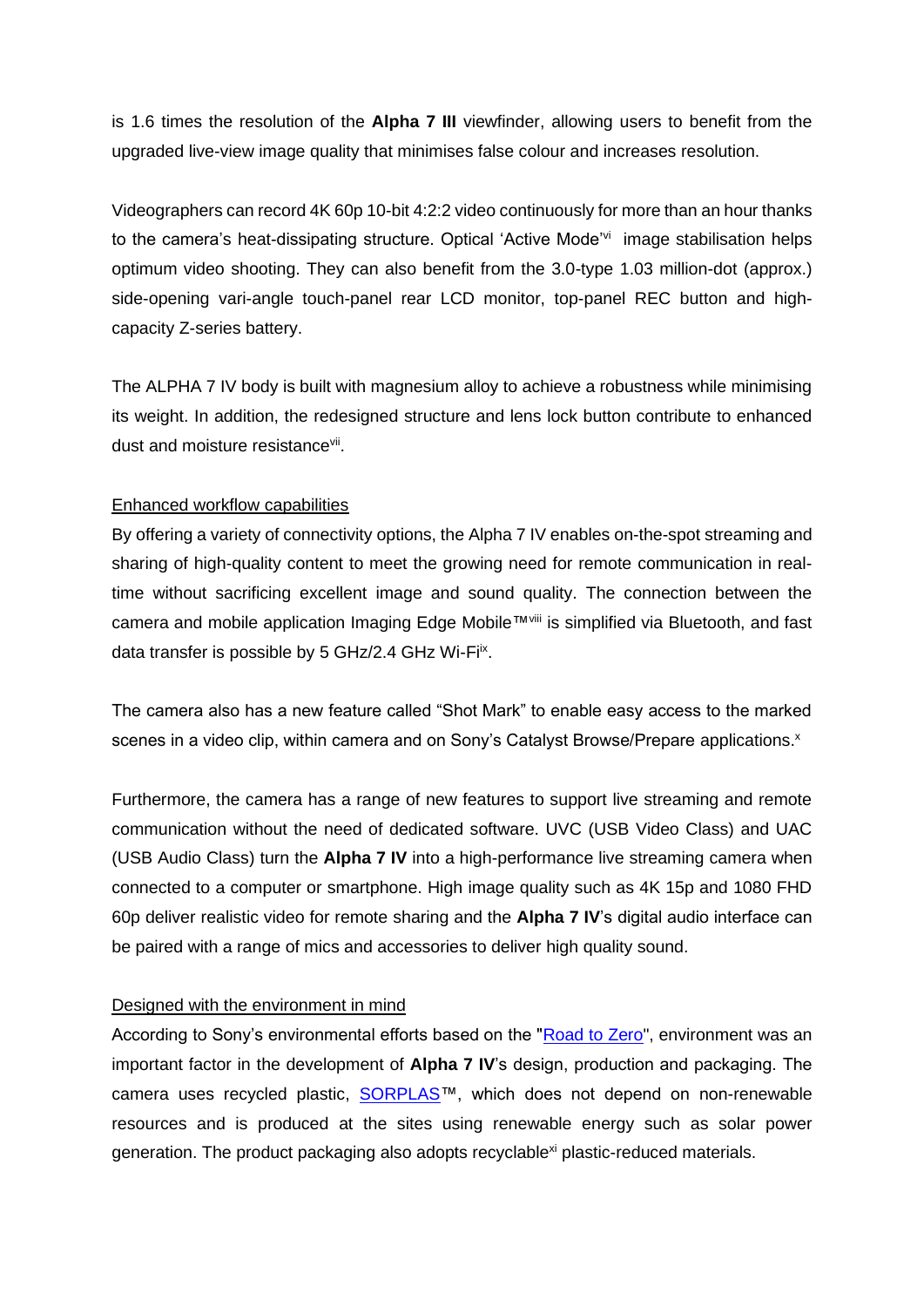is 1.6 times the resolution of the **Alpha 7 III** viewfinder, allowing users to benefit from the upgraded live-view image quality that minimises false colour and increases resolution.

Videographers can record 4K 60p 10-bit 4:2:2 video continuously for more than an hour thanks to the camera's heat-dissipating structure. Optical 'Active Mode'[vi] image stabilisation helps optimum video shooting. They can also benefit from the 3.0-type 1.03 million-dot (approx.) side-opening vari-angle touch-panel rear LCD monitor, top-panel REC button and high-capacity Z-series battery.

The ALPHA 7 IV body is built with magnesium alloy to achieve a robustness while minimising its weight. In addition, the redesigned structure and lens lock button contribute to enhanced dust and moisture resistance[vii].

Enhanced workflow capabilities

By offering a variety of connectivity options, the Alpha 7 IV enables on-the-spot streaming and sharing of high-quality content to meet the growing need for remote communication in real-time without sacrificing excellent image and sound quality. The connection between the camera and mobile application Imaging Edge Mobile™[viii] is simplified via Bluetooth, and fast data transfer is possible by 5 GHz/2.4 GHz Wi-Fi[ix].

The camera also has a new feature called "Shot Mark" to enable easy access to the marked scenes in a video clip, within camera and on Sony's Catalyst Browse/Prepare applications.[x]

Furthermore, the camera has a range of new features to support live streaming and remote communication without the need of dedicated software. UVC (USB Video Class) and UAC (USB Audio Class) turn the **Alpha 7 IV** into a high-performance live streaming camera when connected to a computer or smartphone. High image quality such as 4K 15p and 1080 FHD 60p deliver realistic video for remote sharing and the **Alpha 7 IV**'s digital audio interface can be paired with a range of mics and accessories to deliver high quality sound.

Designed with the environment in mind

According to Sony's environmental efforts based on the "Road to Zero", environment was an important factor in the development of **Alpha 7 IV**'s design, production and packaging. The camera uses recycled plastic, SORPLAS™, which does not depend on non-renewable resources and is produced at the sites using renewable energy such as solar power generation. The product packaging also adopts recyclable[xi] plastic-reduced materials.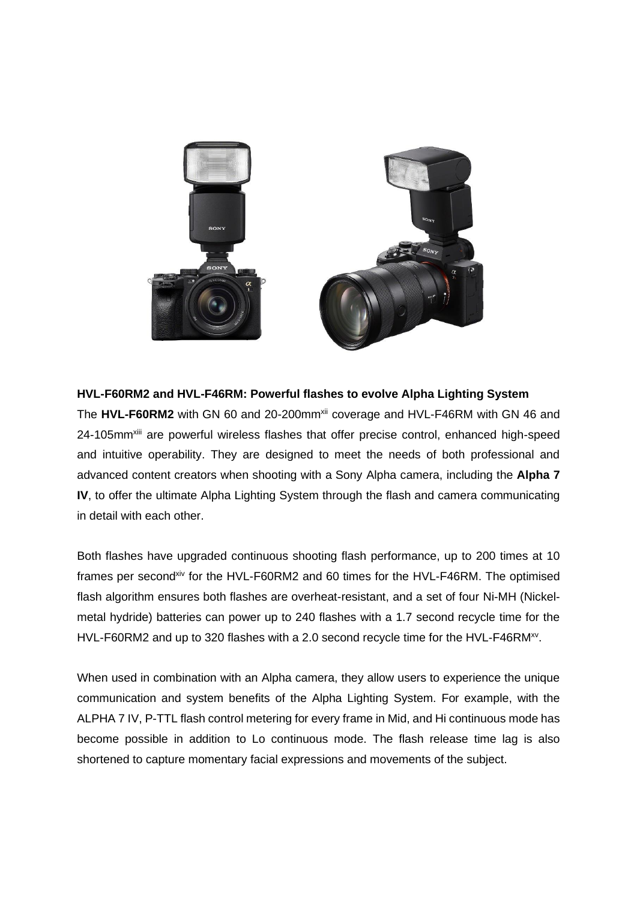**HVL-F60RM2 and HVL-F46RM: Powerful flashes to evolve Alpha Lighting System**

The **HVL-F60RM2** with GN 60 and 20-200mm[xii] coverage and HVL-F46RM with GN 46 and 24-105mm[xiii] are powerful wireless flashes that offer precise control, enhanced high-speed and intuitive operability. They are designed to meet the needs of both professional and advanced content creators when shooting with a Sony Alpha camera, including the **Alpha 7 IV**, to offer the ultimate Alpha Lighting System through the flash and camera communicating in detail with each other.

Both flashes have upgraded continuous shooting flash performance, up to 200 times at 10 frames per second[xiv] for the HVL-F60RM2 and 60 times for the HVL-F46RM. The optimised flash algorithm ensures both flashes are overheat-resistant, and a set of four Ni-MH (Nickel-metal hydride) batteries can power up to 240 flashes with a 1.7 second recycle time for the HVL-F60RM2 and up to 320 flashes with a 2.0 second recycle time for the HVL-F46RM[xv].

When used in combination with an Alpha camera, they allow users to experience the unique communication and system benefits of the Alpha Lighting System. For example, with the ALPHA 7 IV, P-TTL flash control metering for every frame in Mid, and Hi continuous mode has become possible in addition to Lo continuous mode. The flash release time lag is also shortened to capture momentary facial expressions and movements of the subject.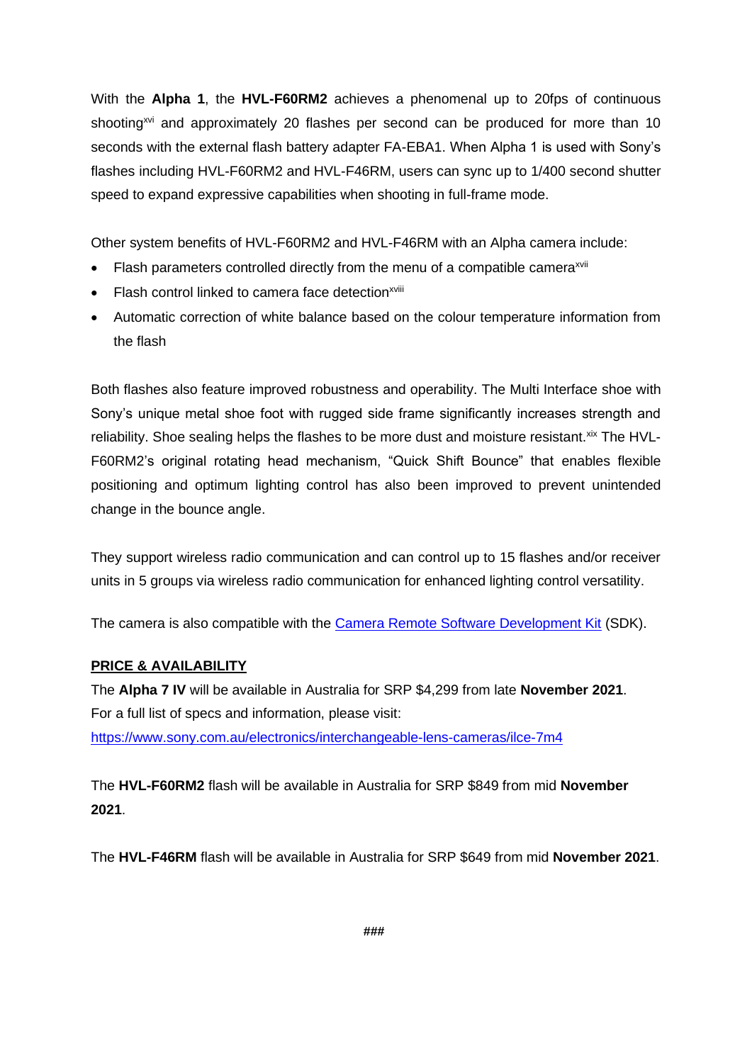With the **Alpha 1**, the **HVL-F60RM2** achieves a phenomenal up to 20fps of continuous shooting[xvi] and approximately 20 flashes per second can be produced for more than 10 seconds with the external flash battery adapter FA-EBA1. When Alpha 1 is used with Sony's flashes including HVL-F60RM2 and HVL-F46RM, users can sync up to 1/400 second shutter speed to expand expressive capabilities when shooting in full-frame mode.

Other system benefits of HVL-F60RM2 and HVL-F46RM with an Alpha camera include:

- Flash parameters controlled directly from the menu of a compatible camera[xvii]
- Flash control linked to camera face detection[xviii]
- Automatic correction of white balance based on the colour temperature information from the flash

Both flashes also feature improved robustness and operability. The Multi Interface shoe with Sony's unique metal shoe foot with rugged side frame significantly increases strength and reliability. Shoe sealing helps the flashes to be more dust and moisture resistant.[xix] The HVL-F60RM2's original rotating head mechanism, "Quick Shift Bounce" that enables flexible positioning and optimum lighting control has also been improved to prevent unintended change in the bounce angle.

They support wireless radio communication and can control up to 15 flashes and/or receiver units in 5 groups via wireless radio communication for enhanced lighting control versatility.

The camera is also compatible with the Camera Remote Software Development Kit (SDK).

**PRICE & AVAILABILITY**

The **Alpha 7 IV** will be available in Australia for SRP $4,299 from late **November 2021**.
For a full list of specs and information, please visit:
https://www.sony.com.au/electronics/interchangeable-lens-cameras/ilce-7m4

The **HVL-F60RM2** flash will be available in Australia for SRP $849 from mid **November 2021**.

The **HVL-F46RM** flash will be available in Australia for SRP $649 from mid **November 2021**.

###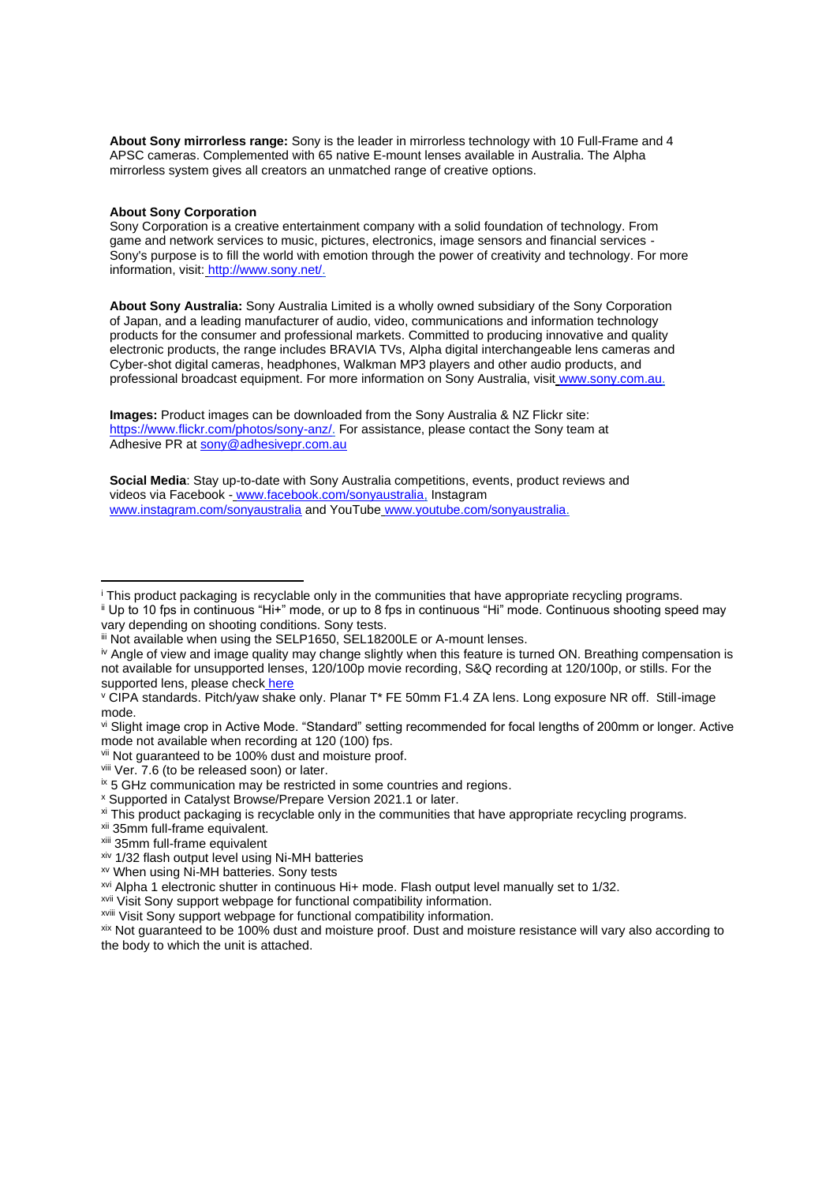**About Sony mirrorless range:** Sony is the leader in mirrorless technology with 10 Full-Frame and 4 APSC cameras. Complemented with 65 native E-mount lenses available in Australia. The Alpha mirrorless system gives all creators an unmatched range of creative options.

**About Sony Corporation**
Sony Corporation is a creative entertainment company with a solid foundation of technology. From game and network services to music, pictures, electronics, image sensors and financial services - Sony's purpose is to fill the world with emotion through the power of creativity and technology. For more information, visit: http://www.sony.net/.

**About Sony Australia:** Sony Australia Limited is a wholly owned subsidiary of the Sony Corporation of Japan, and a leading manufacturer of audio, video, communications and information technology products for the consumer and professional markets. Committed to producing innovative and quality electronic products, the range includes BRAVIA TVs, Alpha digital interchangeable lens cameras and Cyber-shot digital cameras, headphones, Walkman MP3 players and other audio products, and professional broadcast equipment. For more information on Sony Australia, visit www.sony.com.au.

**Images:** Product images can be downloaded from the Sony Australia & NZ Flickr site: https://www.flickr.com/photos/sony-anz/. For assistance, please contact the Sony team at Adhesive PR at sony@adhesivepr.com.au

**Social Media**: Stay up-to-date with Sony Australia competitions, events, product reviews and videos via Facebook - www.facebook.com/sonyaustralia, Instagram www.instagram.com/sonyaustralia and YouTube www.youtube.com/sonyaustralia.

---

[i] This product packaging is recyclable only in the communities that have appropriate recycling programs.
[ii] Up to 10 fps in continuous "Hi+" mode, or up to 8 fps in continuous "Hi" mode. Continuous shooting speed may vary depending on shooting conditions. Sony tests.
[iii] Not available when using the SELP1650, SEL18200LE or A-mount lenses.
[iv] Angle of view and image quality may change slightly when this feature is turned ON. Breathing compensation is not available for unsupported lenses, 120/100p movie recording, S&Q recording at 120/100p, or stills. For the supported lens, please check here
[v] CIPA standards. Pitch/yaw shake only. Planar T* FE 50mm F1.4 ZA lens. Long exposure NR off. Still-image mode.
[vi] Slight image crop in Active Mode. "Standard" setting recommended for focal lengths of 200mm or longer. Active mode not available when recording at 120 (100) fps.
[vii] Not guaranteed to be 100% dust and moisture proof.
[viii] Ver. 7.6 (to be released soon) or later.
[ix] 5 GHz communication may be restricted in some countries and regions.
[x] Supported in Catalyst Browse/Prepare Version 2021.1 or later.
[xi] This product packaging is recyclable only in the communities that have appropriate recycling programs.
[xii] 35mm full-frame equivalent.
[xiii] 35mm full-frame equivalent
[xiv] 1/32 flash output level using Ni-MH batteries
[xv] When using Ni-MH batteries. Sony tests
[xvi] Alpha 1 electronic shutter in continuous Hi+ mode. Flash output level manually set to 1/32.
[xvii] Visit Sony support webpage for functional compatibility information.
[xviii] Visit Sony support webpage for functional compatibility information.
[xix] Not guaranteed to be 100% dust and moisture proof. Dust and moisture resistance will vary also according to the body to which the unit is attached.